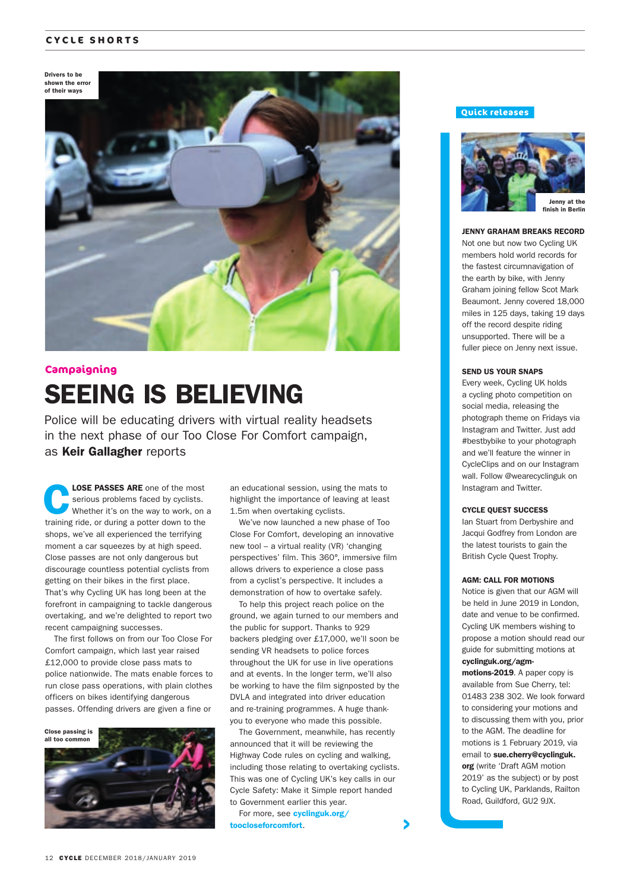Drivers to be shown the error of their ways

Campaigning

# SEEING IS BELIEVING

Police will be educating drivers with virtual reality headsets in the next phase of our Too Close For Comfort campaign, as **Keir Gallagher** reports

**CLOSE PASSES ARE** one of the most serious problems faced by cyclists. Whether it's on the way to work, on a training ride, or during a potter down to the shops, we've all experienced the terrifying moment a car squeezes by at high speed. Close passes are not only dangerous but discourage countless potential cyclists from getting on their bikes in the first place. That's why Cycling UK has long been at the forefront in campaigning to tackle dangerous overtaking, and we're delighted to report two recent campaigning successes.

The first follows on from our Too Close For Comfort campaign, which last year raised £12,000 to provide close pass mats to police nationwide. The mats enable forces to run close pass operations, with plain clothes officers on bikes identifying dangerous passes. Offending drivers are given a fine or an educational session, using the mats to highlight the importance of leaving at least 1.5m when overtaking cyclists.

Close passing is all too common

We've now launched a new phase of Too Close For Comfort, developing an innovative new tool – a virtual reality (VR) 'changing perspectives' film. This 360°, immersive film allows drivers to experience a close pass from a cyclist's perspective. It includes a demonstration of how to overtake safely.

To help this project reach police on the ground, we again turned to our members and the public for support. Thanks to 929 backers pledging over £17,000, we'll soon be sending VR headsets to police forces throughout the UK for use in live operations and at events. In the longer term, we'll also be working to have the film signposted by the DVLA and integrated into driver education and re-training programmes. A huge thank-you to everyone who made this possible.

The Government, meanwhile, has recently announced that it will be reviewing the Highway Code rules on cycling and walking, including those relating to overtaking cyclists. This was one of Cycling UK's key calls in our Cycle Safety: Make it Simple report handed to Government earlier this year.

For more, see **cyclinguk.org/tooclose­forcomfort**.

## Quick releases

Jenny at the finish in Berlin

**JENNY GRAHAM BREAKS RECORD**

Not one but now two Cycling UK members hold world records for the fastest circumnavigation of the earth by bike, with Jenny Graham joining fellow Scot Mark Beaumont. Jenny covered 18,000 miles in 125 days, taking 19 days off the record despite riding unsupported. There will be a fuller piece on Jenny next issue.

**SEND US YOUR SNAPS**

Every week, Cycling UK holds a cycling photo competition on social media, releasing the photograph theme on Fridays via Instagram and Twitter. Just add #bestbybike to your photograph and we'll feature the winner in CycleClips and on our Instagram wall. Follow @wearecyclinguk on Instagram and Twitter.

**CYCLE QUEST SUCCESS**

Ian Stuart from Derbyshire and Jacqui Godfrey from London are the latest tourists to gain the British Cycle Quest Trophy.

**AGM: CALL FOR MOTIONS**

Notice is given that our AGM will be held in June 2019 in London, date and venue to be confirmed. Cycling UK members wishing to propose a motion should read our guide for submitting motions at **cyclinguk.org/agm-motions-2019**. A paper copy is available from Sue Cherry, tel: 01483 238 302. We look forward to considering your motions and to discussing them with you, prior to the AGM. The deadline for motions is 1 February 2019, via email to **sue.cherry@cyclinguk.org** (write 'Draft AGM motion 2019' as the subject) or by post to Cycling UK, Parklands, Railton Road, Guildford, GU2 9JX.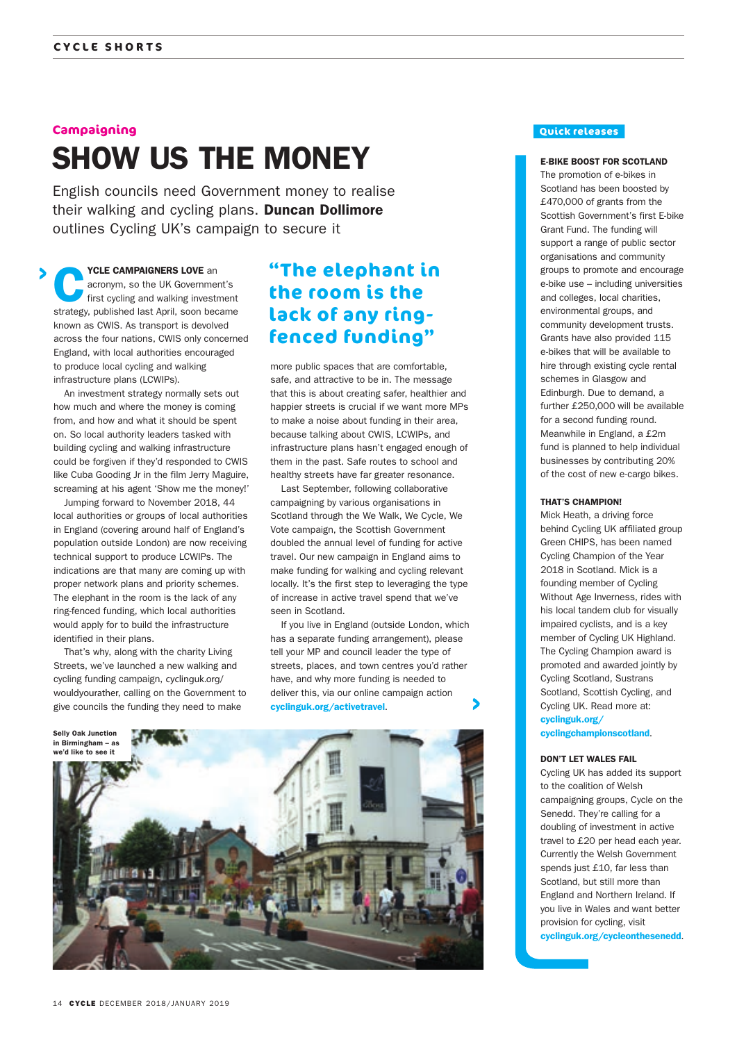Campaigning

# SHOW US THE MONEY

English councils need Government money to realise their walking and cycling plans. **Duncan Dollimore** outlines Cycling UK's campaign to secure it

**CYCLE CAMPAIGNERS LOVE** an acronym, so the UK Government's first cycling and walking investment strategy, published last April, soon became known as CWIS. As transport is devolved across the four nations, CWIS only concerned England, with local authorities encouraged to produce local cycling and walking infrastructure plans (LCWIPs).

An investment strategy normally sets out how much and where the money is coming from, and how and what it should be spent on. So local authority leaders tasked with building cycling and walking infrastructure could be forgiven if they'd responded to CWIS like Cuba Gooding Jr in the film Jerry Maguire, screaming at his agent 'Show me the money!'

Jumping forward to November 2018, 44 local authorities or groups of local authorities in England (covering around half of England's population outside London) are now receiving technical support to produce LCWIPs. The indications are that many are coming up with proper network plans and priority schemes. The elephant in the room is the lack of any ring-fenced funding, which local authorities would apply for to build the infrastructure identified in their plans.

That's why, along with the charity Living Streets, we've launched a new walking and cycling funding campaign, cyclinguk.org/wouldyourather, calling on the Government to give councils the funding they need to make more public spaces that are comfortable, safe, and attractive to be in. The message that this is about creating safer, healthier and happier streets is crucial if we want more MPs to make a noise about funding in their area, because talking about CWIS, LCWIPs, and infrastructure plans hasn't engaged enough of them in the past. Safe routes to school and healthy streets have far greater resonance.

> "The elephant in the room is the lack of any ring-fenced funding"

Last September, following collaborative campaigning by various organisations in Scotland through the We Walk, We Cycle, We Vote campaign, the Scottish Government doubled the annual level of funding for active travel. Our new campaign in England aims to make funding for walking and cycling relevant locally. It's the first step to leveraging the type of increase in active travel spend that we've seen in Scotland.

If you live in England (outside London, which has a separate funding arrangement), please tell your MP and council leader the type of streets, places, and town centres you'd rather have, and why more funding is needed to deliver this, via our online campaign action **cyclinguk.org/activetravel**.

Selly Oak Junction in Birmingham – as we'd like to see it

## Quick releases

**E-BIKE BOOST FOR SCOTLAND**

The promotion of e-bikes in Scotland has been boosted by £470,000 of grants from the Scottish Government's first E-bike Grant Fund. The funding will support a range of public sector organisations and community groups to promote and encourage e-bike use – including universities and colleges, local charities, environmental groups, and community development trusts. Grants have also provided 115 e-bikes that will be available to hire through existing cycle rental schemes in Glasgow and Edinburgh. Due to demand, a further £250,000 will be available for a second funding round. Meanwhile in England, a £2m fund is planned to help individual businesses by contributing 20% of the cost of new e-cargo bikes.

**THAT'S CHAMPION!**

Mick Heath, a driving force behind Cycling UK affiliated group Green CHIPS, has been named Cycling Champion of the Year 2018 in Scotland. Mick is a founding member of Cycling Without Age Inverness, rides with his local tandem club for visually impaired cyclists, and is a key member of Cycling UK Highland. The Cycling Champion award is promoted and awarded jointly by Cycling Scotland, Sustrans Scotland, Scottish Cycling, and Cycling UK. Read more at: **cyclinguk.org/cyclingchampionscotland**.

**DON'T LET WALES FAIL**

Cycling UK has added its support to the coalition of Welsh campaigning groups, Cycle on the Senedd. They're calling for a doubling of investment in active travel to £20 per head each year. Currently the Welsh Government spends just £10, far less than Scotland, but still more than England and Northern Ireland. If you live in Wales and want better provision for cycling, visit **cyclinguk.org/cycleonthesenedd**.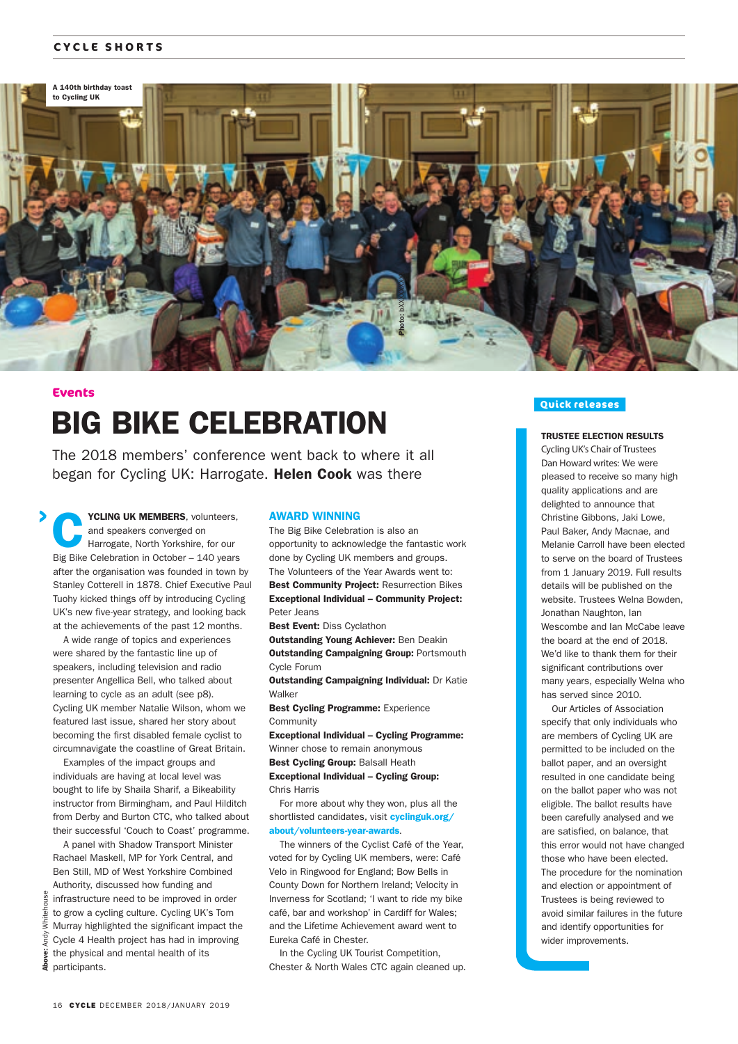A 140th birthday toast to Cycling UK

Photo: bXXX

Events

# BIG BIKE CELEBRATION

The 2018 members' conference went back to where it all began for Cycling UK: Harrogate. **Helen Cook** was there

**CYCLING UK MEMBERS**, volunteers, and speakers converged on Harrogate, North Yorkshire, for our Big Bike Celebration in October – 140 years after the organisation was founded in town by Stanley Cotterell in 1878. Chief Executive Paul Tuohy kicked things off by introducing Cycling UK's new five-year strategy, and looking back at the achievements of the past 12 months.

A wide range of topics and experiences were shared by the fantastic line up of speakers, including television and radio presenter Angellica Bell, who talked about learning to cycle as an adult (see p8). Cycling UK member Natalie Wilson, whom we featured last issue, shared her story about becoming the first disabled female cyclist to circumnavigate the coastline of Great Britain.

Examples of the impact groups and individuals are having at local level was bought to life by Shaila Sharif, a Bikeability instructor from Birmingham, and Paul Hilditch from Derby and Burton CTC, who talked about their successful 'Couch to Coast' programme.

A panel with Shadow Transport Minister Rachael Maskell, MP for York Central, and Ben Still, MD of West Yorkshire Combined Authority, discussed how funding and infrastructure need to be improved in order to grow a cycling culture. Cycling UK's Tom Murray highlighted the significant impact the Cycle 4 Health project has had in improving the physical and mental health of its participants.

## AWARD WINNING

The Big Bike Celebration is also an opportunity to acknowledge the fantastic work done by Cycling UK members and groups. The Volunteers of the Year Awards went to:

**Best Community Project:** Resurrection Bikes
**Exceptional Individual – Community Project:** Peter Jeans
**Best Event:** Diss Cyclathon
**Outstanding Young Achiever:** Ben Deakin
**Outstanding Campaigning Group:** Portsmouth Cycle Forum
**Outstanding Campaigning Individual:** Dr Katie Walker
**Best Cycling Programme:** Experience Community
**Exceptional Individual – Cycling Programme:** Winner chose to remain anonymous
**Best Cycling Group:** Balsall Heath
**Exceptional Individual – Cycling Group:** Chris Harris

For more about why they won, plus all the shortlisted candidates, visit cyclinguk.org/about/volunteers-year-awards.

The winners of the Cyclist Café of the Year, voted for by Cycling UK members, were: Café Velo in Ringwood for England; Bow Bells in County Down for Northern Ireland; Velocity in Inverness for Scotland; 'I want to ride my bike café, bar and workshop' in Cardiff for Wales; and the Lifetime Achievement award went to Eureka Café in Chester.

In the Cycling UK Tourist Competition, Chester & North Wales CTC again cleaned up.

Above: Andy Whitehouse

## Quick releases

**TRUSTEE ELECTION RESULTS**

Cycling UK's Chair of Trustees Dan Howard writes: We were pleased to receive so many high quality applications and are delighted to announce that Christine Gibbons, Jaki Lowe, Paul Baker, Andy Macnae, and Melanie Carroll have been elected to serve on the board of Trustees from 1 January 2019. Full results details will be published on the website. Trustees Welna Bowden, Jonathan Naughton, Ian Wescombe and Ian McCabe leave the board at the end of 2018. We'd like to thank them for their significant contributions over many years, especially Welna who has served since 2010.

Our Articles of Association specify that only individuals who are members of Cycling UK are permitted to be included on the ballot paper, and an oversight resulted in one candidate being on the ballot paper who was not eligible. The ballot results have been carefully analysed and we are satisfied, on balance, that this error would not have changed those who have been elected. The procedure for the nomination and election or appointment of Trustees is being reviewed to avoid similar failures in the future and identify opportunities for wider improvements.